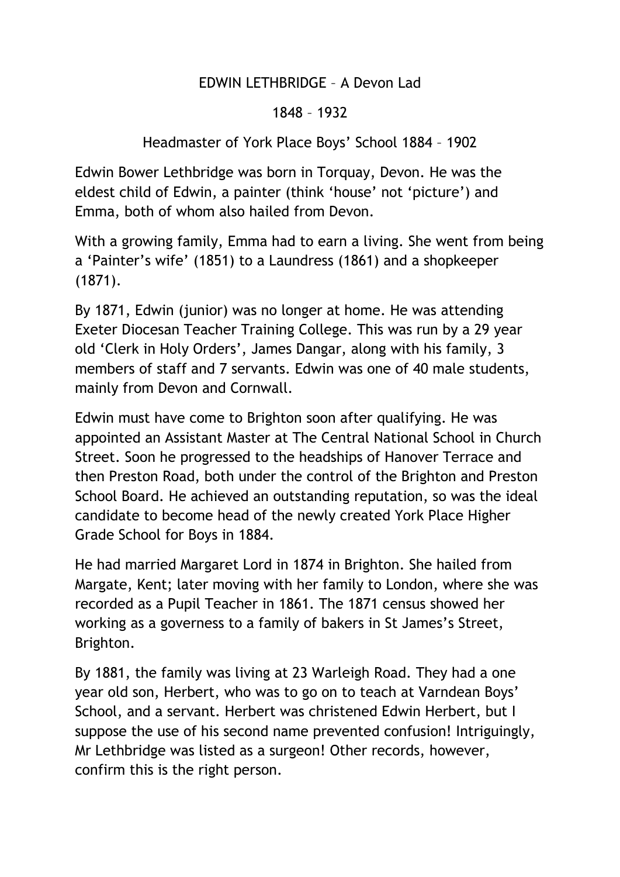# EDWIN LETHBRIDGE – A Devon Lad

## 1848 – 1932

### Headmaster of York Place Boys' School 1884 – 1902

Edwin Bower Lethbridge was born in Torquay, Devon. He was the eldest child of Edwin, a painter (think 'house' not 'picture') and Emma, both of whom also hailed from Devon.

With a growing family, Emma had to earn a living. She went from being a 'Painter's wife' (1851) to a Laundress (1861) and a shopkeeper (1871).

By 1871, Edwin (junior) was no longer at home. He was attending Exeter Diocesan Teacher Training College. This was run by a 29 year old 'Clerk in Holy Orders', James Dangar, along with his family, 3 members of staff and 7 servants. Edwin was one of 40 male students, mainly from Devon and Cornwall.

Edwin must have come to Brighton soon after qualifying. He was appointed an Assistant Master at The Central National School in Church Street. Soon he progressed to the headships of Hanover Terrace and then Preston Road, both under the control of the Brighton and Preston School Board. He achieved an outstanding reputation, so was the ideal candidate to become head of the newly created York Place Higher Grade School for Boys in 1884.

He had married Margaret Lord in 1874 in Brighton. She hailed from Margate, Kent; later moving with her family to London, where she was recorded as a Pupil Teacher in 1861. The 1871 census showed her working as a governess to a family of bakers in St James's Street, Brighton.

By 1881, the family was living at 23 Warleigh Road. They had a one year old son, Herbert, who was to go on to teach at Varndean Boys' School, and a servant. Herbert was christened Edwin Herbert, but I suppose the use of his second name prevented confusion! Intriguingly, Mr Lethbridge was listed as a surgeon! Other records, however, confirm this is the right person.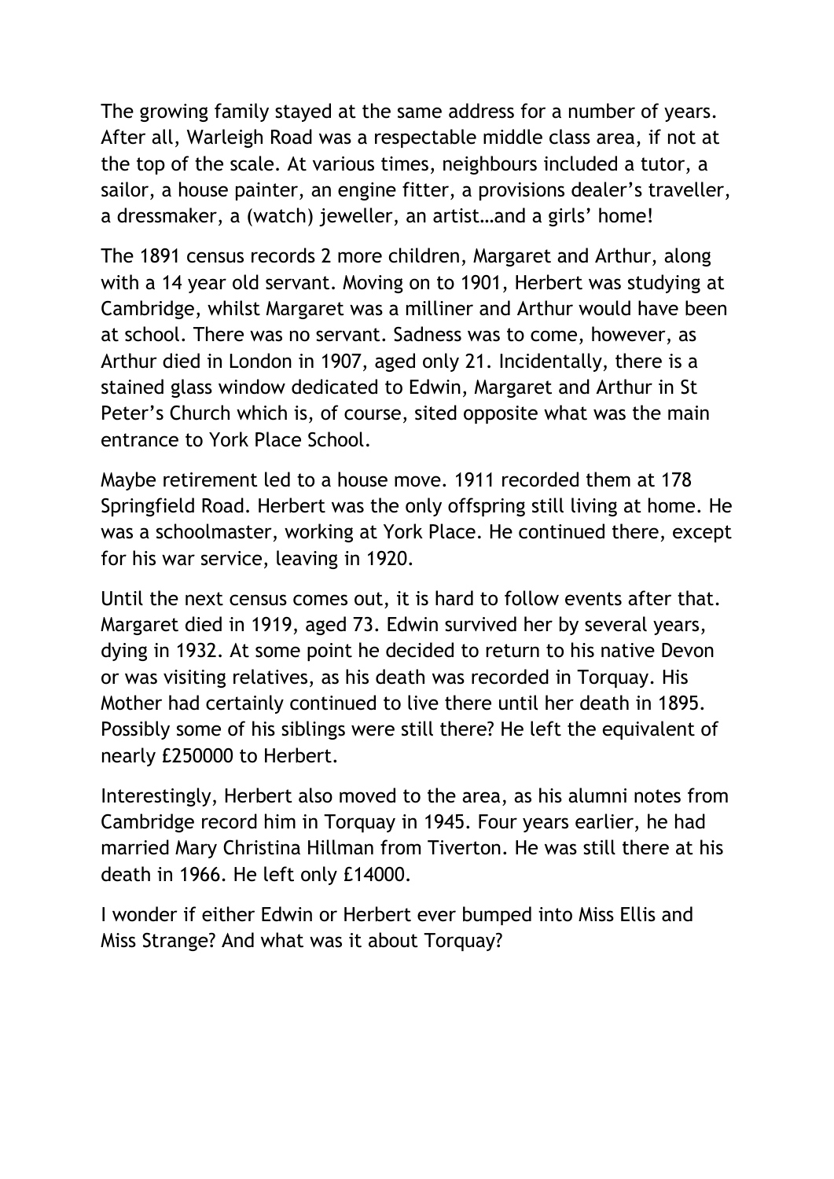The growing family stayed at the same address for a number of years. After all, Warleigh Road was a respectable middle class area, if not at the top of the scale. At various times, neighbours included a tutor, a sailor, a house painter, an engine fitter, a provisions dealer's traveller, a dressmaker, a (watch) jeweller, an artist…and a girls' home!

The 1891 census records 2 more children, Margaret and Arthur, along with a 14 year old servant. Moving on to 1901, Herbert was studying at Cambridge, whilst Margaret was a milliner and Arthur would have been at school. There was no servant. Sadness was to come, however, as Arthur died in London in 1907, aged only 21. Incidentally, there is a stained glass window dedicated to Edwin, Margaret and Arthur in St Peter's Church which is, of course, sited opposite what was the main entrance to York Place School.

Maybe retirement led to a house move. 1911 recorded them at 178 Springfield Road. Herbert was the only offspring still living at home. He was a schoolmaster, working at York Place. He continued there, except for his war service, leaving in 1920.

Until the next census comes out, it is hard to follow events after that. Margaret died in 1919, aged 73. Edwin survived her by several years, dying in 1932. At some point he decided to return to his native Devon or was visiting relatives, as his death was recorded in Torquay. His Mother had certainly continued to live there until her death in 1895. Possibly some of his siblings were still there? He left the equivalent of nearly £250000 to Herbert.

Interestingly, Herbert also moved to the area, as his alumni notes from Cambridge record him in Torquay in 1945. Four years earlier, he had married Mary Christina Hillman from Tiverton. He was still there at his death in 1966. He left only £14000.

I wonder if either Edwin or Herbert ever bumped into Miss Ellis and Miss Strange? And what was it about Torquay?